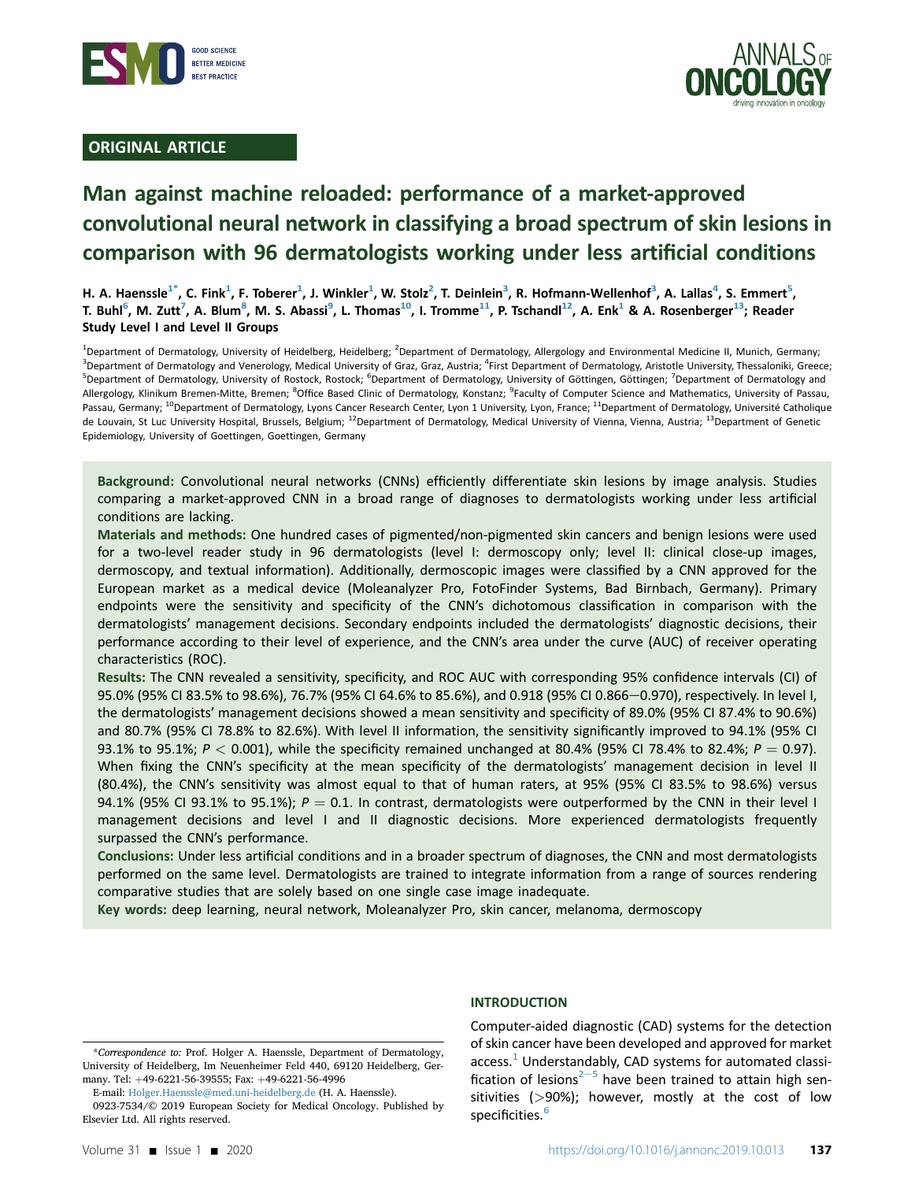ORIGINAL ARTICLE

# Man against machine reloaded: performance of a market-approved convolutional neural network in classifying a broad spectrum of skin lesions in comparison with 96 dermatologists working under less artificial conditions

H. A. Haenssle[1*], C. Fink[1], F. Toberer[1], J. Winkler[1], W. Stolz[2], T. Deinlein[3], R. Hofmann-Wellenhof[3], A. Lallas[4], S. Emmert[5], T. Buhl[6], M. Zutt[7], A. Blum[8], M. S. Abassi[9], L. Thomas[10], I. Tromme[11], P. Tschandl[12], A. Enk[1] & A. Rosenberger[13]; Reader Study Level I and Level II Groups

[1]Department of Dermatology, University of Heidelberg, Heidelberg; [2]Department of Dermatology, Allergology and Environmental Medicine II, Munich, Germany; [3]Department of Dermatology and Venerology, Medical University of Graz, Graz, Austria; [4]First Department of Dermatology, Aristotle University, Thessaloniki, Greece; [5]Department of Dermatology, University of Rostock, Rostock; [6]Department of Dermatology, University of Göttingen, Göttingen; [7]Department of Dermatology and Allergology, Klinikum Bremen-Mitte, Bremen; [8]Office Based Clinic of Dermatology, Konstanz; [9]Faculty of Computer Science and Mathematics, University of Passau, Passau, Germany; [10]Department of Dermatology, Lyons Cancer Research Center, Lyon 1 University, Lyon, France; [11]Department of Dermatology, Université Catholique de Louvain, St Luc University Hospital, Brussels, Belgium; [12]Department of Dermatology, Medical University of Vienna, Vienna, Austria; [13]Department of Genetic Epidemiology, University of Goettingen, Goettingen, Germany

**Background:** Convolutional neural networks (CNNs) efficiently differentiate skin lesions by image analysis. Studies comparing a market-approved CNN in a broad range of diagnoses to dermatologists working under less artificial conditions are lacking.

**Materials and methods:** One hundred cases of pigmented/non-pigmented skin cancers and benign lesions were used for a two-level reader study in 96 dermatologists (level I: dermoscopy only; level II: clinical close-up images, dermoscopy, and textual information). Additionally, dermoscopic images were classified by a CNN approved for the European market as a medical device (Moleanalyzer Pro, FotoFinder Systems, Bad Birnbach, Germany). Primary endpoints were the sensitivity and specificity of the CNN's dichotomous classification in comparison with the dermatologists' management decisions. Secondary endpoints included the dermatologists' diagnostic decisions, their performance according to their level of experience, and the CNN's area under the curve (AUC) of receiver operating characteristics (ROC).

**Results:** The CNN revealed a sensitivity, specificity, and ROC AUC with corresponding 95% confidence intervals (CI) of 95.0% (95% CI 83.5% to 98.6%), 76.7% (95% CI 64.6% to 85.6%), and 0.918 (95% CI 0.866–0.970), respectively. In level I, the dermatologists' management decisions showed a mean sensitivity and specificity of 89.0% (95% CI 87.4% to 90.6%) and 80.7% (95% CI 78.8% to 82.6%). With level II information, the sensitivity significantly improved to 94.1% (95% CI 93.1% to 95.1%; $P < 0.001$), while the specificity remained unchanged at 80.4% (95% CI 78.4% to 82.4%; $P = 0.97$). When fixing the CNN's specificity at the mean specificity of the dermatologists' management decision in level II (80.4%), the CNN's sensitivity was almost equal to that of human raters, at 95% (95% CI 83.5% to 98.6%) versus 94.1% (95% CI 93.1% to 95.1%); $P = 0.1$. In contrast, dermatologists were outperformed by the CNN in their level I management decisions and level I and II diagnostic decisions. More experienced dermatologists frequently surpassed the CNN's performance.

**Conclusions:** Under less artificial conditions and in a broader spectrum of diagnoses, the CNN and most dermatologists performed on the same level. Dermatologists are trained to integrate information from a range of sources rendering comparative studies that are solely based on one single case image inadequate.

**Key words:** deep learning, neural network, Moleanalyzer Pro, skin cancer, melanoma, dermoscopy

## INTRODUCTION

Computer-aided diagnostic (CAD) systems for the detection of skin cancer have been developed and approved for market access.[1] Understandably, CAD systems for automated classification of lesions[2–5] have been trained to attain high sensitivities (>90%); however, mostly at the cost of low specificities.[6]

*Correspondence to: Prof. Holger A. Haenssle, Department of Dermatology, University of Heidelberg, Im Neuenheimer Feld 440, 69120 Heidelberg, Germany. Tel: +49-6221-56-39555; Fax: +49-6221-56-4996

E-mail: Holger.Haenssle@med.uni-heidelberg.de (H. A. Haenssle).

0923-7534/© 2019 European Society for Medical Oncology. Published by Elsevier Ltd. All rights reserved.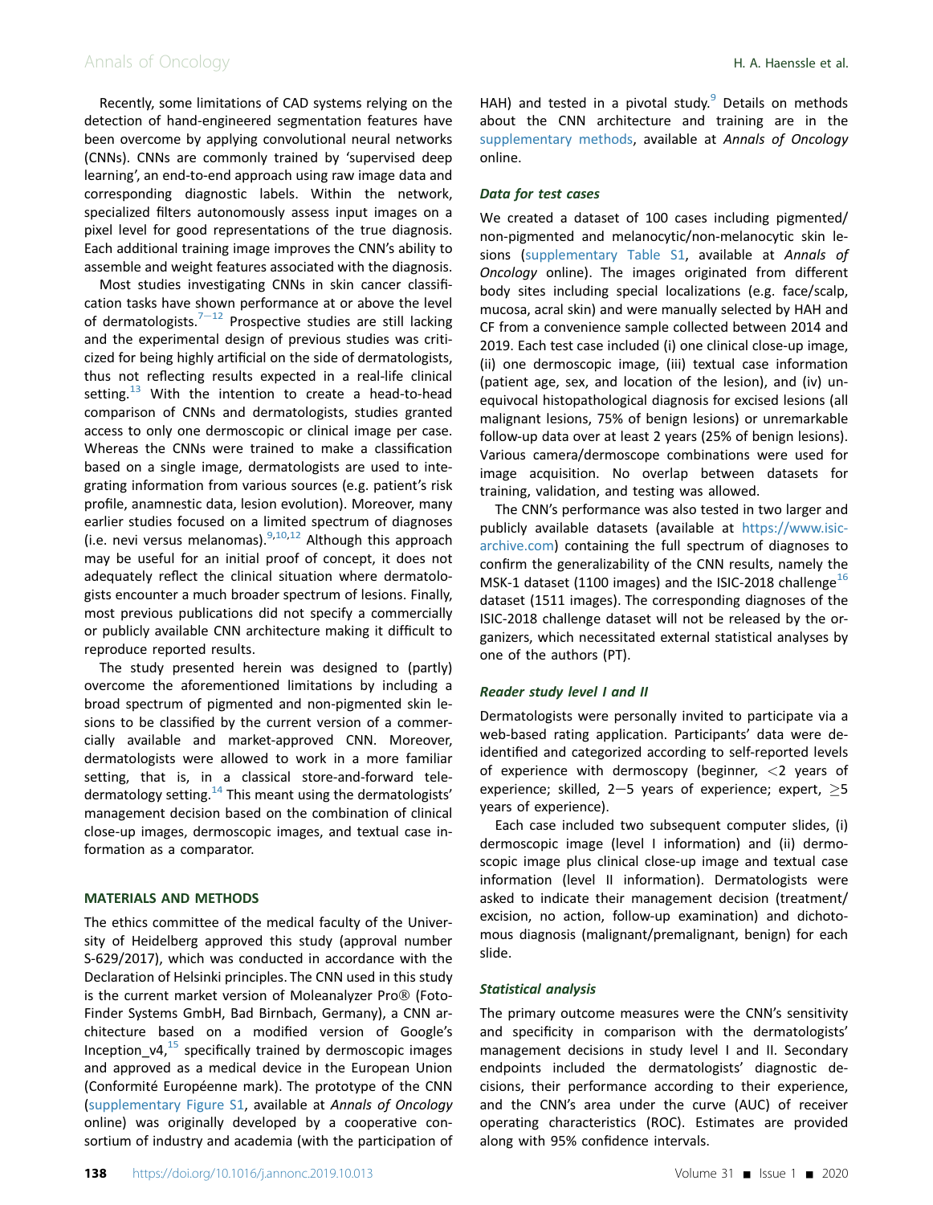Recently, some limitations of CAD systems relying on the detection of hand-engineered segmentation features have been overcome by applying convolutional neural networks (CNNs). CNNs are commonly trained by 'supervised deep learning', an end-to-end approach using raw image data and corresponding diagnostic labels. Within the network, specialized filters autonomously assess input images on a pixel level for good representations of the true diagnosis. Each additional training image improves the CNN's ability to assemble and weight features associated with the diagnosis.

Most studies investigating CNNs in skin cancer classification tasks have shown performance at or above the level of dermatologists.[7–12] Prospective studies are still lacking and the experimental design of previous studies was criticized for being highly artificial on the side of dermatologists, thus not reflecting results expected in a real-life clinical setting.[13] With the intention to create a head-to-head comparison of CNNs and dermatologists, studies granted access to only one dermoscopic or clinical image per case. Whereas the CNNs were trained to make a classification based on a single image, dermatologists are used to integrating information from various sources (e.g. patient's risk profile, anamnestic data, lesion evolution). Moreover, many earlier studies focused on a limited spectrum of diagnoses (i.e. nevi versus melanomas).[9,10,12] Although this approach may be useful for an initial proof of concept, it does not adequately reflect the clinical situation where dermatologists encounter a much broader spectrum of lesions. Finally, most previous publications did not specify a commercially or publicly available CNN architecture making it difficult to reproduce reported results.

The study presented herein was designed to (partly) overcome the aforementioned limitations by including a broad spectrum of pigmented and non-pigmented skin lesions to be classified by the current version of a commercially available and market-approved CNN. Moreover, dermatologists were allowed to work in a more familiar setting, that is, in a classical store-and-forward teledermatology setting.[14] This meant using the dermatologists' management decision based on the combination of clinical close-up images, dermoscopic images, and textual case information as a comparator.

## MATERIALS AND METHODS

The ethics committee of the medical faculty of the University of Heidelberg approved this study (approval number S-629/2017), which was conducted in accordance with the Declaration of Helsinki principles. The CNN used in this study is the current market version of Moleanalyzer Pro® (FotoFinder Systems GmbH, Bad Birnbach, Germany), a CNN architecture based on a modified version of Google's Inception_v4,[15] specifically trained by dermoscopic images and approved as a medical device in the European Union (Conformité Européenne mark). The prototype of the CNN (supplementary Figure S1, available at *Annals of Oncology* online) was originally developed by a cooperative consortium of industry and academia (with the participation of HAH) and tested in a pivotal study.[9] Details on methods about the CNN architecture and training are in the supplementary methods, available at *Annals of Oncology* online.

### Data for test cases

We created a dataset of 100 cases including pigmented/non-pigmented and melanocytic/non-melanocytic skin lesions (supplementary Table S1, available at *Annals of Oncology* online). The images originated from different body sites including special localizations (e.g. face/scalp, mucosa, acral skin) and were manually selected by HAH and CF from a convenience sample collected between 2014 and 2019. Each test case included (i) one clinical close-up image, (ii) one dermoscopic image, (iii) textual case information (patient age, sex, and location of the lesion), and (iv) unequivocal histopathological diagnosis for excised lesions (all malignant lesions, 75% of benign lesions) or unremarkable follow-up data over at least 2 years (25% of benign lesions). Various camera/dermoscope combinations were used for image acquisition. No overlap between datasets for training, validation, and testing was allowed.

The CNN's performance was also tested in two larger and publicly available datasets (available at https://www.isic-archive.com) containing the full spectrum of diagnoses to confirm the generalizability of the CNN results, namely the MSK-1 dataset (1100 images) and the ISIC-2018 challenge[16] dataset (1511 images). The corresponding diagnoses of the ISIC-2018 challenge dataset will not be released by the organizers, which necessitated external statistical analyses by one of the authors (PT).

### Reader study level I and II

Dermatologists were personally invited to participate via a web-based rating application. Participants' data were de-identified and categorized according to self-reported levels of experience with dermoscopy (beginner, $<2$ years of experience; skilled, 2–5 years of experience; expert, $\geq 5$ years of experience).

Each case included two subsequent computer slides, (i) dermoscopic image (level I information) and (ii) dermoscopic image plus clinical close-up image and textual case information (level II information). Dermatologists were asked to indicate their management decision (treatment/excision, no action, follow-up examination) and dichotomous diagnosis (malignant/premalignant, benign) for each slide.

### Statistical analysis

The primary outcome measures were the CNN's sensitivity and specificity in comparison with the dermatologists' management decisions in study level I and II. Secondary endpoints included the dermatologists' diagnostic decisions, their performance according to their experience, and the CNN's area under the curve (AUC) of receiver operating characteristics (ROC). Estimates are provided along with 95% confidence intervals.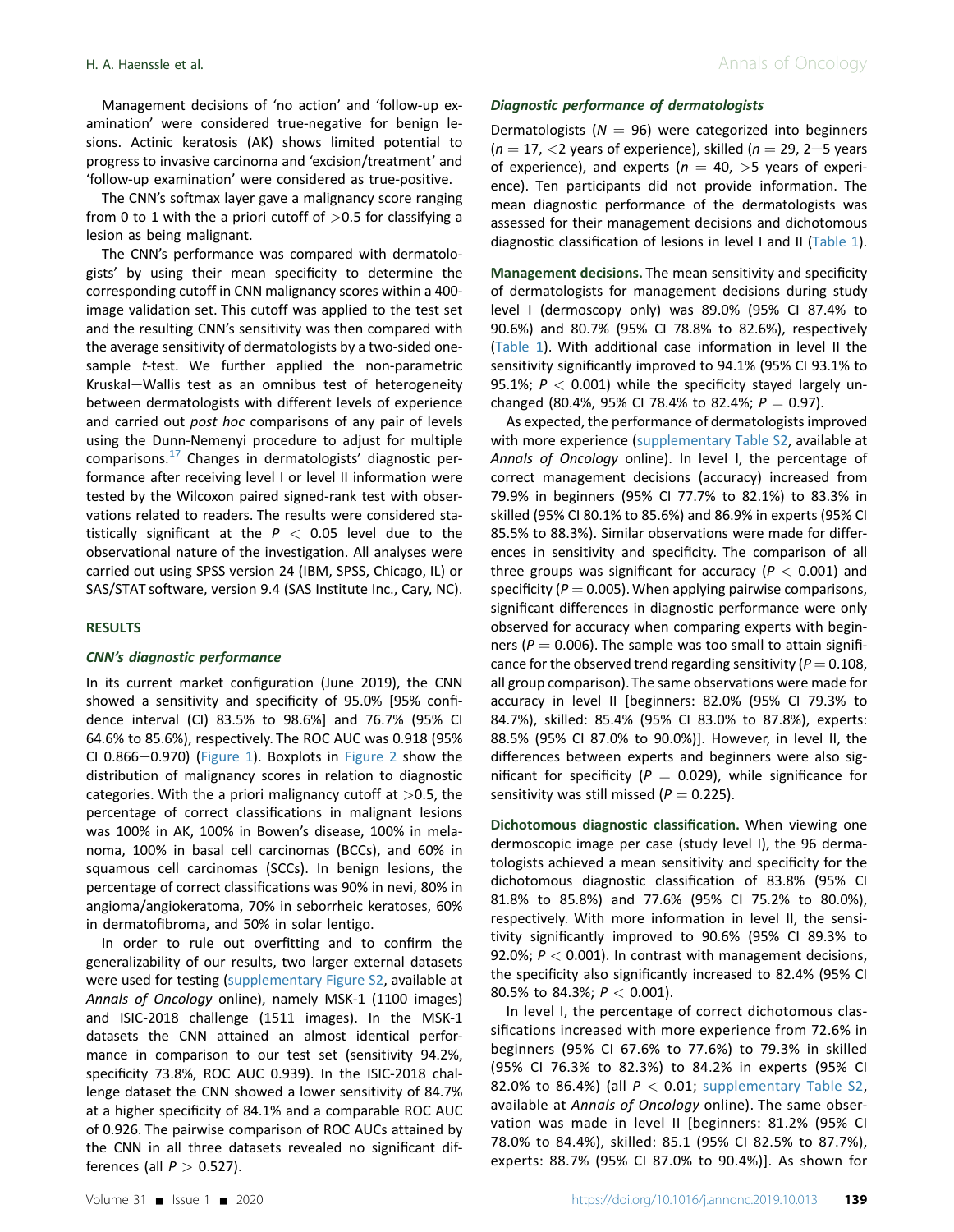Management decisions of 'no action' and 'follow-up examination' were considered true-negative for benign lesions. Actinic keratosis (AK) shows limited potential to progress to invasive carcinoma and 'excision/treatment' and 'follow-up examination' were considered as true-positive.

The CNN's softmax layer gave a malignancy score ranging from 0 to 1 with the a priori cutoff of >0.5 for classifying a lesion as being malignant.

The CNN's performance was compared with dermatologists' by using their mean specificity to determine the corresponding cutoff in CNN malignancy scores within a 400-image validation set. This cutoff was applied to the test set and the resulting CNN's sensitivity was then compared with the average sensitivity of dermatologists by a two-sided one-sample *t*-test. We further applied the non-parametric Kruskal–Wallis test as an omnibus test of heterogeneity between dermatologists with different levels of experience and carried out *post hoc* comparisons of any pair of levels using the Dunn-Nemenyi procedure to adjust for multiple comparisons.[17] Changes in dermatologists' diagnostic performance after receiving level I or level II information were tested by the Wilcoxon paired signed-rank test with observations related to readers. The results were considered statistically significant at the $P < 0.05$ level due to the observational nature of the investigation. All analyses were carried out using SPSS version 24 (IBM, SPSS, Chicago, IL) or SAS/STAT software, version 9.4 (SAS Institute Inc., Cary, NC).

## RESULTS

### CNN's diagnostic performance

In its current market configuration (June 2019), the CNN showed a sensitivity and specificity of 95.0% [95% confidence interval (CI) 83.5% to 98.6%] and 76.7% (95% CI 64.6% to 85.6%), respectively. The ROC AUC was 0.918 (95% CI 0.866–0.970) (Figure 1). Boxplots in Figure 2 show the distribution of malignancy scores in relation to diagnostic categories. With the a priori malignancy cutoff at >0.5, the percentage of correct classifications in malignant lesions was 100% in AK, 100% in Bowen's disease, 100% in melanoma, 100% in basal cell carcinomas (BCCs), and 60% in squamous cell carcinomas (SCCs). In benign lesions, the percentage of correct classifications was 90% in nevi, 80% in angioma/angiokeratoma, 70% in seborrheic keratoses, 60% in dermatofibroma, and 50% in solar lentigo.

In order to rule out overfitting and to confirm the generalizability of our results, two larger external datasets were used for testing (supplementary Figure S2, available at *Annals of Oncology* online), namely MSK-1 (1100 images) and ISIC-2018 challenge (1511 images). In the MSK-1 datasets the CNN attained an almost identical performance in comparison to our test set (sensitivity 94.2%, specificity 73.8%, ROC AUC 0.939). In the ISIC-2018 challenge dataset the CNN showed a lower sensitivity of 84.7% at a higher specificity of 84.1% and a comparable ROC AUC of 0.926. The pairwise comparison of ROC AUCs attained by the CNN in all three datasets revealed no significant differences (all $P > 0.527$).

### Diagnostic performance of dermatologists

Dermatologists ($N = 96$) were categorized into beginners ($n = 17$, <2 years of experience), skilled ($n = 29$, 2–5 years of experience), and experts ($n = 40$, >5 years of experience). Ten participants did not provide information. The mean diagnostic performance of the dermatologists was assessed for their management decisions and dichotomous diagnostic classification of lesions in level I and II (Table 1).

**Management decisions.** The mean sensitivity and specificity of dermatologists for management decisions during study level I (dermoscopy only) was 89.0% (95% CI 87.4% to 90.6%) and 80.7% (95% CI 78.8% to 82.6%), respectively (Table 1). With additional case information in level II the sensitivity significantly improved to 94.1% (95% CI 93.1% to 95.1%; $P < 0.001$) while the specificity stayed largely unchanged (80.4%, 95% CI 78.4% to 82.4%; $P = 0.97$).

As expected, the performance of dermatologists improved with more experience (supplementary Table S2, available at *Annals of Oncology* online). In level I, the percentage of correct management decisions (accuracy) increased from 79.9% in beginners (95% CI 77.7% to 82.1%) to 83.3% in skilled (95% CI 80.1% to 85.6%) and 86.9% in experts (95% CI 85.5% to 88.3%). Similar observations were made for differences in sensitivity and specificity. The comparison of all three groups was significant for accuracy ($P < 0.001$) and specificity ($P = 0.005$). When applying pairwise comparisons, significant differences in diagnostic performance were only observed for accuracy when comparing experts with beginners ($P = 0.006$). The sample was too small to attain significance for the observed trend regarding sensitivity ($P = 0.108$, all group comparison). The same observations were made for accuracy in level II [beginners: 82.0% (95% CI 79.3% to 84.7%), skilled: 85.4% (95% CI 83.0% to 87.8%), experts: 88.5% (95% CI 87.0% to 90.0%)]. However, in level II, the differences between experts and beginners were also significant for specificity ($P = 0.029$), while significance for sensitivity was still missed ($P = 0.225$).

**Dichotomous diagnostic classification.** When viewing one dermoscopic image per case (study level I), the 96 dermatologists achieved a mean sensitivity and specificity for the dichotomous diagnostic classification of 83.8% (95% CI 81.8% to 85.8%) and 77.6% (95% CI 75.2% to 80.0%), respectively. With more information in level II, the sensitivity significantly improved to 90.6% (95% CI 89.3% to 92.0%; $P < 0.001$). In contrast with management decisions, the specificity also significantly increased to 82.4% (95% CI 80.5% to 84.3%; $P < 0.001$).

In level I, the percentage of correct dichotomous classifications increased with more experience from 72.6% in beginners (95% CI 67.6% to 77.6%) to 79.3% in skilled (95% CI 76.3% to 82.3%) to 84.2% in experts (95% CI 82.0% to 86.4%) (all $P < 0.01$; supplementary Table S2, available at *Annals of Oncology* online). The same observation was made in level II [beginners: 81.2% (95% CI 78.0% to 84.4%), skilled: 85.1 (95% CI 82.5% to 87.7%), experts: 88.7% (95% CI 87.0% to 90.4%)]. As shown for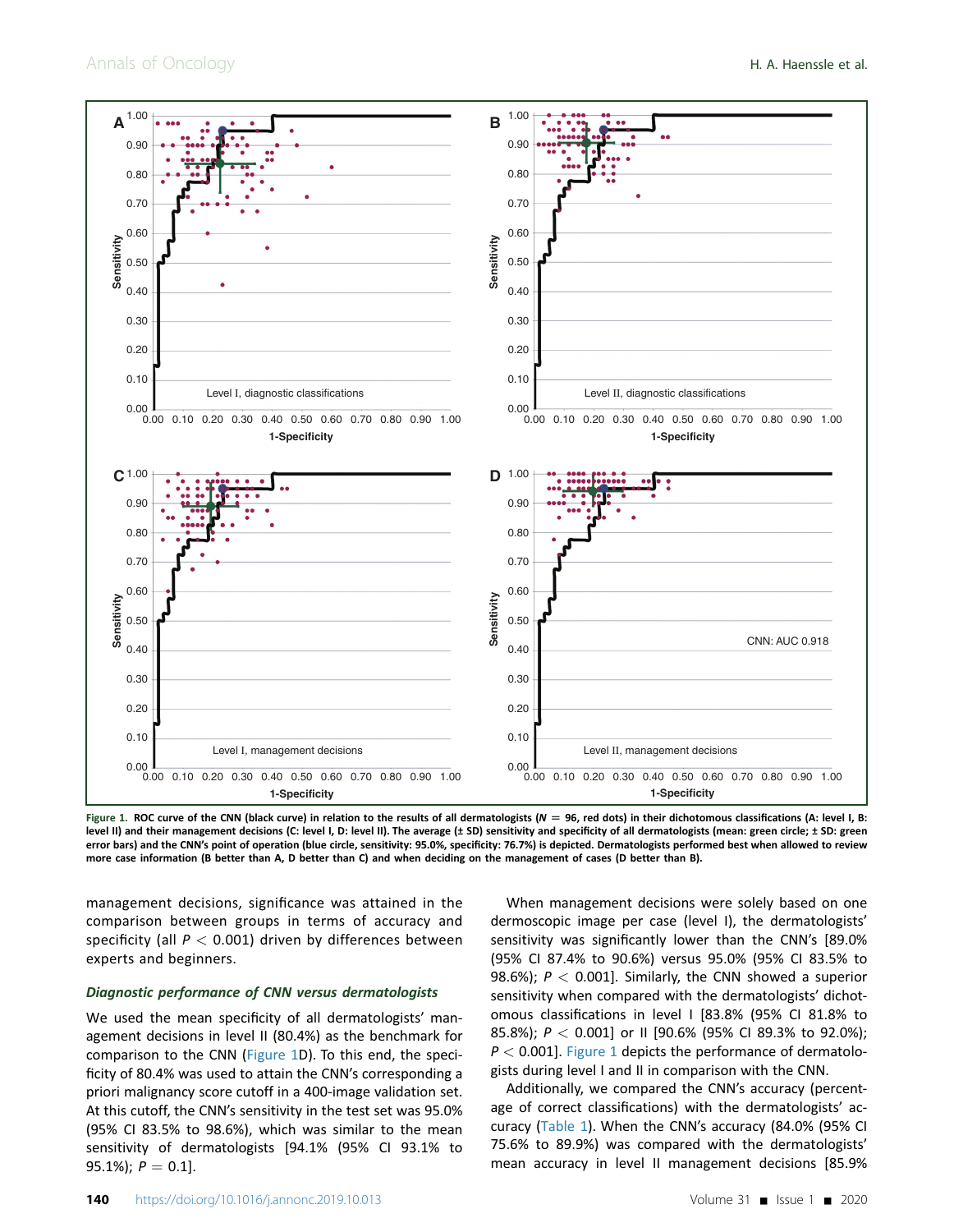Figure 1. ROC curve of the CNN (black curve) in relation to the results of all dermatologists ($N = 96$, red dots) in their dichotomous classifications (A: level I, B: level II) and their management decisions (C: level I, D: level II). The average (± SD) sensitivity and specificity of all dermatologists (mean: green circle; ± SD: green error bars) and the CNN's point of operation (blue circle, sensitivity: 95.0%, specificity: 76.7%) is depicted. Dermatologists performed best when allowed to review more case information (B better than A, D better than C) and when deciding on the management of cases (D better than B).

management decisions, significance was attained in the comparison between groups in terms of accuracy and specificity (all $P < 0.001$) driven by differences between experts and beginners.

### Diagnostic performance of CNN versus dermatologists

We used the mean specificity of all dermatologists' management decisions in level II (80.4%) as the benchmark for comparison to the CNN (Figure 1D). To this end, the specificity of 80.4% was used to attain the CNN's corresponding a priori malignancy score cutoff in a 400-image validation set. At this cutoff, the CNN's sensitivity in the test set was 95.0% (95% CI 83.5% to 98.6%), which was similar to the mean sensitivity of dermatologists [94.1% (95% CI 93.1% to 95.1%); $P = 0.1$].

When management decisions were solely based on one dermoscopic image per case (level I), the dermatologists' sensitivity was significantly lower than the CNN's [89.0% (95% CI 87.4% to 90.6%) versus 95.0% (95% CI 83.5% to 98.6%); $P < 0.001$]. Similarly, the CNN showed a superior sensitivity when compared with the dermatologists' dichotomous classifications in level I [83.8% (95% CI 81.8% to 85.8%); $P < 0.001$] or II [90.6% (95% CI 89.3% to 92.0%); $P < 0.001$]. Figure 1 depicts the performance of dermatologists during level I and II in comparison with the CNN.

Additionally, we compared the CNN's accuracy (percentage of correct classifications) with the dermatologists' accuracy (Table 1). When the CNN's accuracy (84.0% (95% CI 75.6% to 89.9%) was compared with the dermatologists' mean accuracy in level II management decisions [85.9%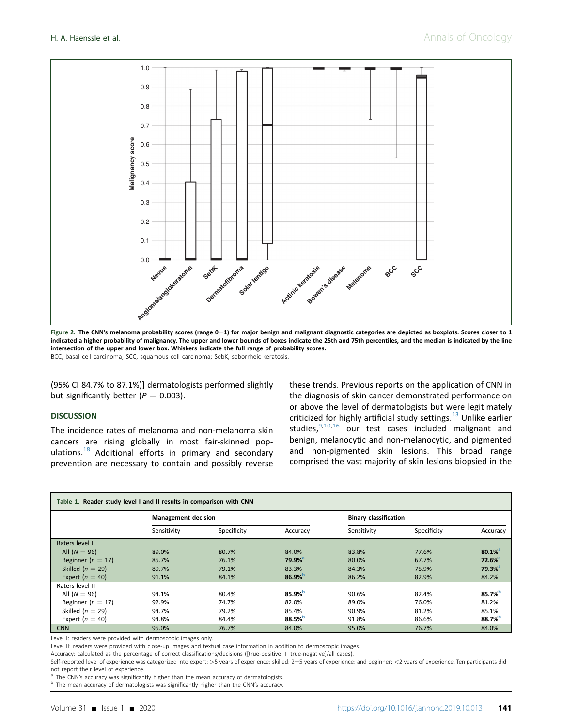Figure 2. The CNN's melanoma probability scores (range 0–1) for major benign and malignant diagnostic categories are depicted as boxplots. Scores closer to 1 indicated a higher probability of malignancy. The upper and lower bounds of boxes indicate the 25th and 75th percentiles, and the median is indicated by the line intersection of the upper and lower box. Whiskers indicate the full range of probability scores.

BCC, basal cell carcinoma; SCC, squamous cell carcinoma; SebK, seborrheic keratosis.

(95% CI 84.7% to 87.1%)] dermatologists performed slightly but significantly better ($P = 0.003$).

## DISCUSSION

The incidence rates of melanoma and non-melanoma skin cancers are rising globally in most fair-skinned populations.[18] Additional efforts in primary and secondary prevention are necessary to contain and possibly reverse these trends. Previous reports on the application of CNN in the diagnosis of skin cancer demonstrated performance on or above the level of dermatologists but were legitimately criticized for highly artificial study settings.[13] Unlike earlier studies,[9,10,16] our test cases included malignant and benign, melanocytic and non-melanocytic, and pigmented and non-pigmented skin lesions. This broad range comprised the vast majority of skin lesions biopsied in the

**Table 1. Reader study level I and II results in comparison with CNN**

| | Management decision | | | Binary classification | | |
|---|---|---|---|---|---|---|
| | Sensitivity | Specificity | Accuracy | Sensitivity | Specificity | Accuracy |
| Raters level I | | | | | | |
| All ($N = 96$) | 89.0% | 80.7% | 84.0% | 83.8% | 77.6% | **80.1%**[a] |
| Beginner ($n = 17$) | 85.7% | 76.1% | **79.9%**[a] | 80.0% | 67.7% | **72.6%**[a] |
| Skilled ($n = 29$) | 89.7% | 79.1% | 83.3% | 84.3% | 75.9% | **79.3%**[a] |
| Expert ($n = 40$) | 91.1% | 84.1% | **86.9%**[b] | 86.2% | 82.9% | 84.2% |
| Raters level II | | | | | | |
| All ($N = 96$) | 94.1% | 80.4% | **85.9%**[b] | 90.6% | 82.4% | **85.7%**[b] |
| Beginner ($n = 17$) | 92.9% | 74.7% | 82.0% | 89.0% | 76.0% | 81.2% |
| Skilled ($n = 29$) | 94.7% | 79.2% | 85.4% | 90.9% | 81.2% | 85.1% |
| Expert ($n = 40$) | 94.8% | 84.4% | **88.5%**[b] | 91.8% | 86.6% | **88.7%**[b] |
| CNN | 95.0% | 76.7% | 84.0% | 95.0% | 76.7% | 84.0% |

Level I: readers were provided with dermoscopic images only.

Level II: readers were provided with close-up images and textual case information in addition to dermoscopic images.

Accuracy: calculated as the percentage of correct classifications/decisions ([true-positive + true-negative]/all cases).

Self-reported level of experience was categorized into expert: >5 years of experience; skilled: 2–5 years of experience; and beginner: <2 years of experience. Ten participants did not report their level of experience.

[a] The CNN's accuracy was significantly higher than the mean accuracy of dermatologists.

[b] The mean accuracy of dermatologists was significantly higher than the CNN's accuracy.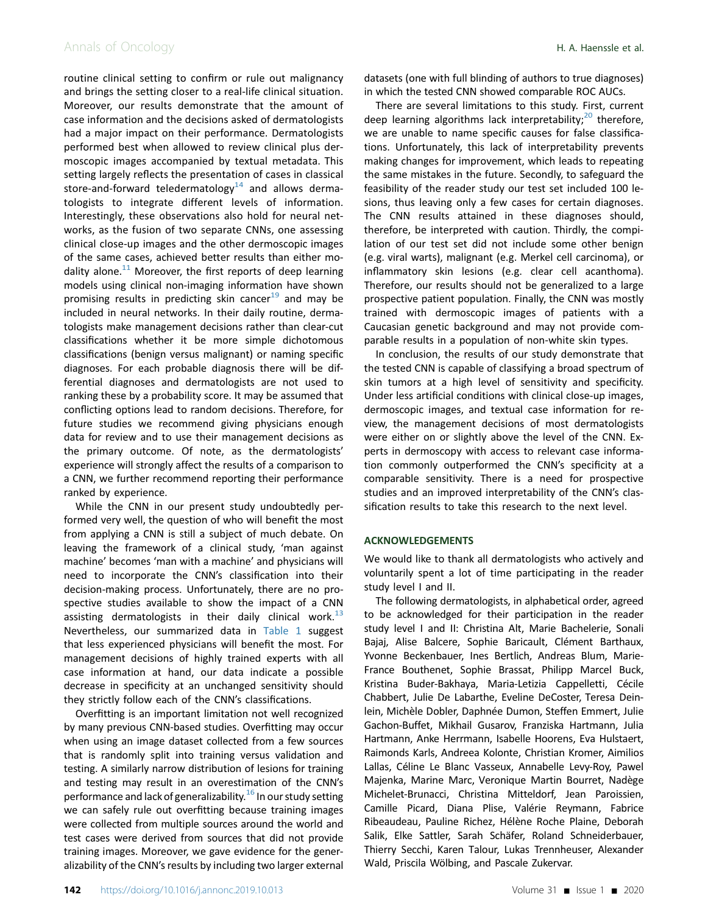routine clinical setting to confirm or rule out malignancy and brings the setting closer to a real-life clinical situation. Moreover, our results demonstrate that the amount of case information and the decisions asked of dermatologists had a major impact on their performance. Dermatologists performed best when allowed to review clinical plus dermoscopic images accompanied by textual metadata. This setting largely reflects the presentation of cases in classical store-and-forward teledermatology[14] and allows dermatologists to integrate different levels of information. Interestingly, these observations also hold for neural networks, as the fusion of two separate CNNs, one assessing clinical close-up images and the other dermoscopic images of the same cases, achieved better results than either modality alone.[11] Moreover, the first reports of deep learning models using clinical non-imaging information have shown promising results in predicting skin cancer[19] and may be included in neural networks. In their daily routine, dermatologists make management decisions rather than clear-cut classifications whether it be more simple dichotomous classifications (benign versus malignant) or naming specific diagnoses. For each probable diagnosis there will be differential diagnoses and dermatologists are not used to ranking these by a probability score. It may be assumed that conflicting options lead to random decisions. Therefore, for future studies we recommend giving physicians enough data for review and to use their management decisions as the primary outcome. Of note, as the dermatologists' experience will strongly affect the results of a comparison to a CNN, we further recommend reporting their performance ranked by experience.

While the CNN in our present study undoubtedly performed very well, the question of who will benefit the most from applying a CNN is still a subject of much debate. On leaving the framework of a clinical study, 'man against machine' becomes 'man with a machine' and physicians will need to incorporate the CNN's classification into their decision-making process. Unfortunately, there are no prospective studies available to show the impact of a CNN assisting dermatologists in their daily clinical work.[13] Nevertheless, our summarized data in Table 1 suggest that less experienced physicians will benefit the most. For management decisions of highly trained experts with all case information at hand, our data indicate a possible decrease in specificity at an unchanged sensitivity should they strictly follow each of the CNN's classifications.

Overfitting is an important limitation not well recognized by many previous CNN-based studies. Overfitting may occur when using an image dataset collected from a few sources that is randomly split into training versus validation and testing. A similarly narrow distribution of lesions for training and testing may result in an overestimation of the CNN's performance and lack of generalizability.[16] In our study setting we can safely rule out overfitting because training images were collected from multiple sources around the world and test cases were derived from sources that did not provide training images. Moreover, we gave evidence for the generalizability of the CNN's results by including two larger external datasets (one with full blinding of authors to true diagnoses) in which the tested CNN showed comparable ROC AUCs.

There are several limitations to this study. First, current deep learning algorithms lack interpretability;[20] therefore, we are unable to name specific causes for false classifications. Unfortunately, this lack of interpretability prevents making changes for improvement, which leads to repeating the same mistakes in the future. Secondly, to safeguard the feasibility of the reader study our test set included 100 lesions, thus leaving only a few cases for certain diagnoses. The CNN results attained in these diagnoses should, therefore, be interpreted with caution. Thirdly, the compilation of our test set did not include some other benign (e.g. viral warts), malignant (e.g. Merkel cell carcinoma), or inflammatory skin lesions (e.g. clear cell acanthoma). Therefore, our results should not be generalized to a large prospective patient population. Finally, the CNN was mostly trained with dermoscopic images of patients with a Caucasian genetic background and may not provide comparable results in a population of non-white skin types.

In conclusion, the results of our study demonstrate that the tested CNN is capable of classifying a broad spectrum of skin tumors at a high level of sensitivity and specificity. Under less artificial conditions with clinical close-up images, dermoscopic images, and textual case information for review, the management decisions of most dermatologists were either on or slightly above the level of the CNN. Experts in dermoscopy with access to relevant case information commonly outperformed the CNN's specificity at a comparable sensitivity. There is a need for prospective studies and an improved interpretability of the CNN's classification results to take this research to the next level.

## ACKNOWLEDGEMENTS

We would like to thank all dermatologists who actively and voluntarily spent a lot of time participating in the reader study level I and II.

The following dermatologists, in alphabetical order, agreed to be acknowledged for their participation in the reader study level I and II: Christina Alt, Marie Bachelerie, Sonali Bajaj, Alise Balcere, Sophie Baricault, Clément Barthaux, Yvonne Beckenbauer, Ines Bertlich, Andreas Blum, Marie-France Bouthenet, Sophie Brassat, Philipp Marcel Buck, Kristina Buder-Bakhaya, Maria-Letizia Cappelletti, Cécile Chabbert, Julie De Labarthe, Eveline DeCoster, Teresa Deinlein, Michèle Dobler, Daphnée Dumon, Steffen Emmert, Julie Gachon-Buffet, Mikhail Gusarov, Franziska Hartmann, Julia Hartmann, Anke Herrmann, Isabelle Hoorens, Eva Hulstaert, Raimonds Karls, Andreea Kolonte, Christian Kromer, Aimilios Lallas, Céline Le Blanc Vasseux, Annabelle Levy-Roy, Pawel Majenka, Marine Marc, Veronique Martin Bourret, Nadège Michelet-Brunacci, Christina Mitteldorf, Jean Paroissien, Camille Picard, Diana Plise, Valérie Reymann, Fabrice Ribeaudeau, Pauline Richez, Hélène Roche Plaine, Deborah Salik, Elke Sattler, Sarah Schäfer, Roland Schneiderbauer, Thierry Secchi, Karen Talour, Lukas Trennheuser, Alexander Wald, Priscila Wölbing, and Pascale Zukervar.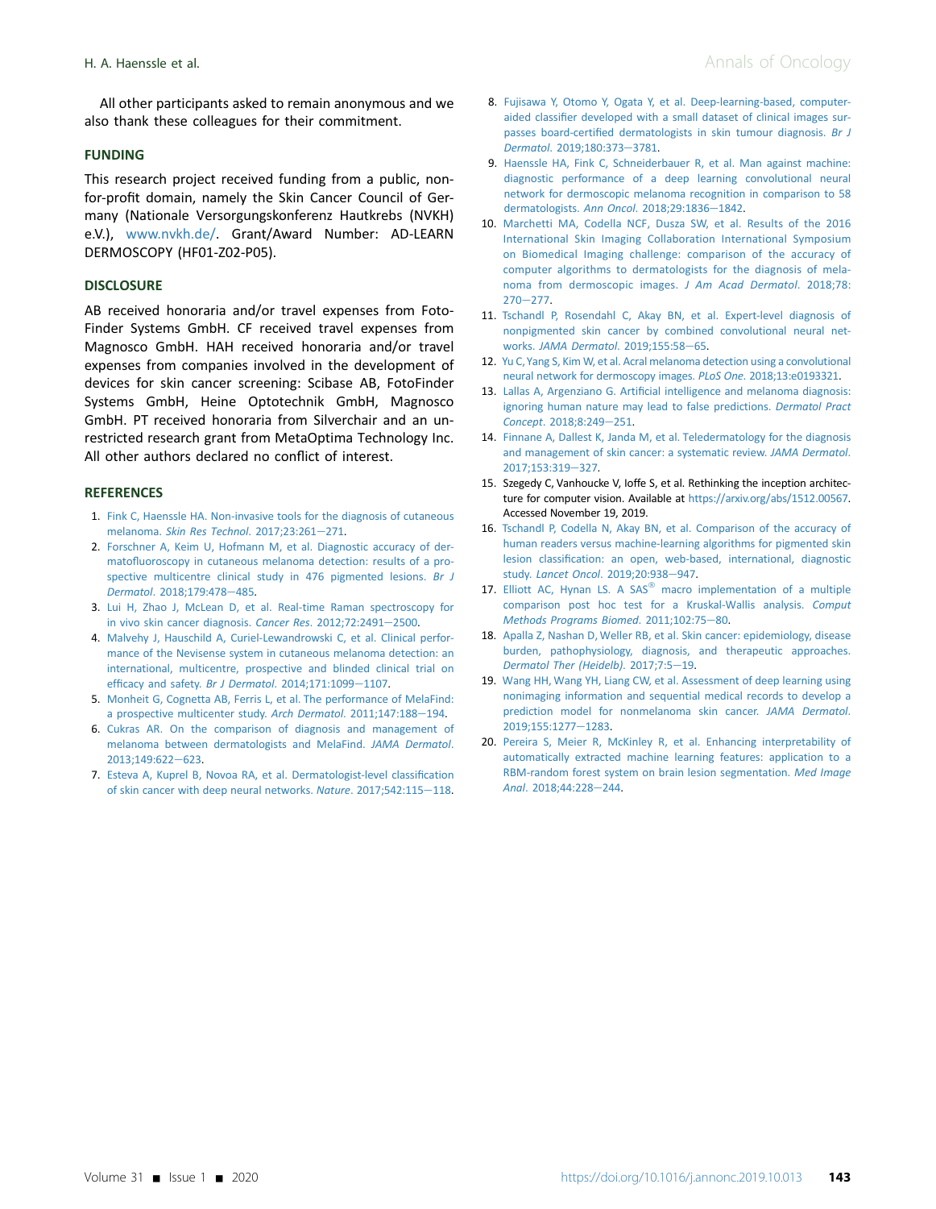All other participants asked to remain anonymous and we also thank these colleagues for their commitment.

## FUNDING

This research project received funding from a public, non-for-profit domain, namely the Skin Cancer Council of Germany (Nationale Versorgungskonferenz Hautkrebs (NVKH) e.V.), www.nvkh.de/. Grant/Award Number: AD-LEARN DERMOSCOPY (HF01-Z02-P05).

## DISCLOSURE

AB received honoraria and/or travel expenses from Foto-Finder Systems GmbH. CF received travel expenses from Magnosco GmbH. HAH received honoraria and/or travel expenses from companies involved in the development of devices for skin cancer screening: Scibase AB, FotoFinder Systems GmbH, Heine Optotechnik GmbH, Magnosco GmbH. PT received honoraria from Silverchair and an unrestricted research grant from MetaOptima Technology Inc. All other authors declared no conflict of interest.

## REFERENCES

1. Fink C, Haenssle HA. Non-invasive tools for the diagnosis of cutaneous melanoma. *Skin Res Technol*. 2017;23:261−271.
2. Forschner A, Keim U, Hofmann M, et al. Diagnostic accuracy of dermatofluoroscopy in cutaneous melanoma detection: results of a prospective multicentre clinical study in 476 pigmented lesions. *Br J Dermatol*. 2018;179:478−485.
3. Lui H, Zhao J, McLean D, et al. Real-time Raman spectroscopy for in vivo skin cancer diagnosis. *Cancer Res*. 2012;72:2491−2500.
4. Malvehy J, Hauschild A, Curiel-Lewandrowski C, et al. Clinical performance of the Nevisense system in cutaneous melanoma detection: an international, multicentre, prospective and blinded clinical trial on efficacy and safety. *Br J Dermatol*. 2014;171:1099−1107.
5. Monheit G, Cognetta AB, Ferris L, et al. The performance of MelaFind: a prospective multicenter study. *Arch Dermatol*. 2011;147:188−194.
6. Cukras AR. On the comparison of diagnosis and management of melanoma between dermatologists and MelaFind. *JAMA Dermatol*. 2013;149:622−623.
7. Esteva A, Kuprel B, Novoa RA, et al. Dermatologist-level classification of skin cancer with deep neural networks. *Nature*. 2017;542:115−118.
8. Fujisawa Y, Otomo Y, Ogata Y, et al. Deep-learning-based, computer-aided classifier developed with a small dataset of clinical images surpasses board-certified dermatologists in skin tumour diagnosis. *Br J Dermatol*. 2019;180:373−3781.
9. Haenssle HA, Fink C, Schneiderbauer R, et al. Man against machine: diagnostic performance of a deep learning convolutional neural network for dermoscopic melanoma recognition in comparison to 58 dermatologists. *Ann Oncol*. 2018;29:1836−1842.
10. Marchetti MA, Codella NCF, Dusza SW, et al. Results of the 2016 International Skin Imaging Collaboration International Symposium on Biomedical Imaging challenge: comparison of the accuracy of computer algorithms to dermatologists for the diagnosis of melanoma from dermoscopic images. *J Am Acad Dermatol*. 2018;78:270−277.
11. Tschandl P, Rosendahl C, Akay BN, et al. Expert-level diagnosis of nonpigmented skin cancer by combined convolutional neural networks. *JAMA Dermatol*. 2019;155:58−65.
12. Yu C, Yang S, Kim W, et al. Acral melanoma detection using a convolutional neural network for dermoscopy images. *PLoS One*. 2018;13:e0193321.
13. Lallas A, Argenziano G. Artificial intelligence and melanoma diagnosis: ignoring human nature may lead to false predictions. *Dermatol Pract Concept*. 2018;8:249−251.
14. Finnane A, Dallest K, Janda M, et al. Teledermatology for the diagnosis and management of skin cancer: a systematic review. *JAMA Dermatol*. 2017;153:319−327.
15. Szegedy C, Vanhoucke V, Ioffe S, et al. Rethinking the inception architecture for computer vision. Available at https://arxiv.org/abs/1512.00567. Accessed November 19, 2019.
16. Tschandl P, Codella N, Akay BN, et al. Comparison of the accuracy of human readers versus machine-learning algorithms for pigmented skin lesion classification: an open, web-based, international, diagnostic study. *Lancet Oncol*. 2019;20:938−947.
17. Elliott AC, Hynan LS. A SAS® macro implementation of a multiple comparison post hoc test for a Kruskal-Wallis analysis. *Comput Methods Programs Biomed*. 2011;102:75−80.
18. Apalla Z, Nashan D, Weller RB, et al. Skin cancer: epidemiology, disease burden, pathophysiology, diagnosis, and therapeutic approaches. *Dermatol Ther (Heidelb)*. 2017;7:5−19.
19. Wang HH, Wang YH, Liang CW, et al. Assessment of deep learning using nonimaging information and sequential medical records to develop a prediction model for nonmelanoma skin cancer. *JAMA Dermatol*. 2019;155:1277−1283.
20. Pereira S, Meier R, McKinley R, et al. Enhancing interpretability of automatically extracted machine learning features: application to a RBM-random forest system on brain lesion segmentation. *Med Image Anal*. 2018;44:228−244.